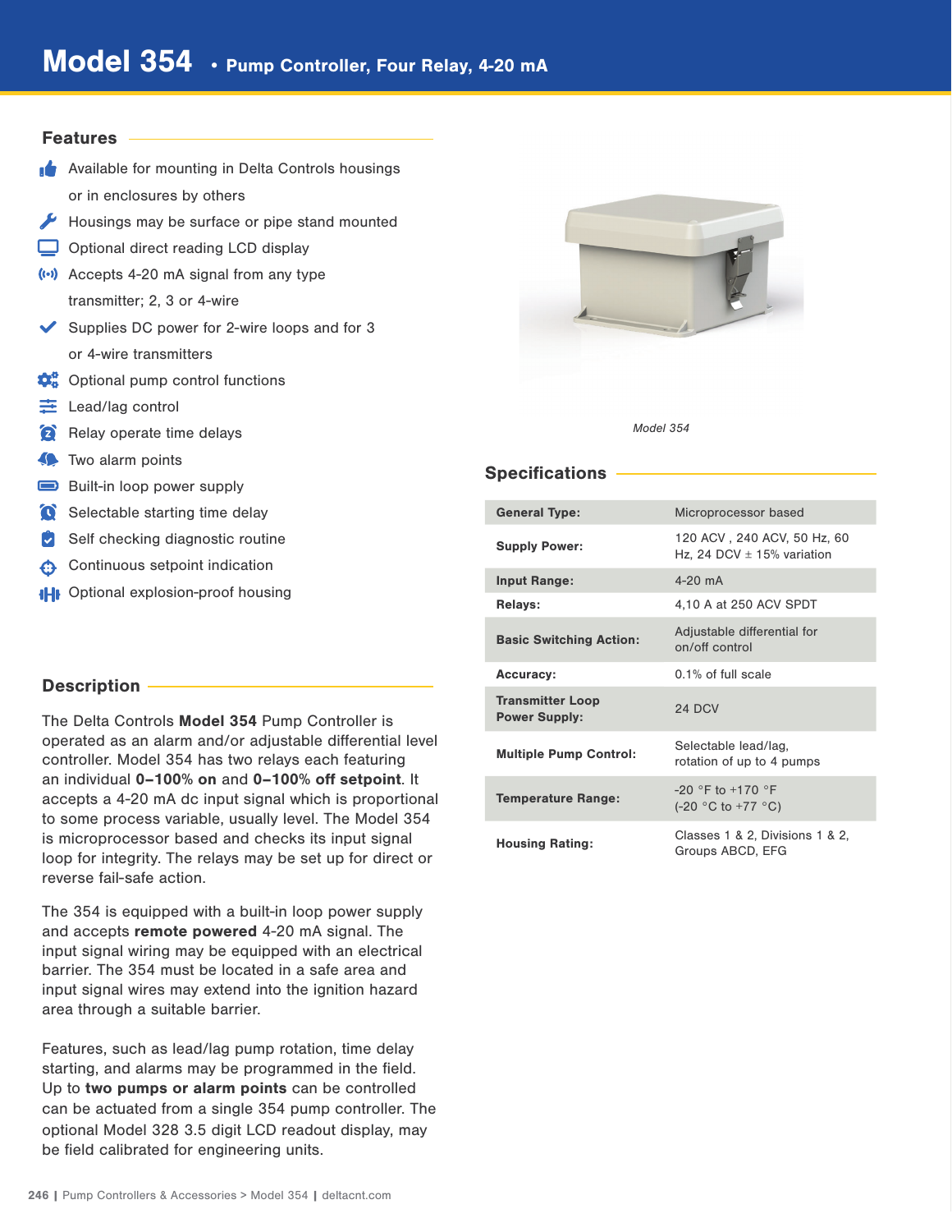# Model 354 • Pump Controller, Four Relay, 4-20 mA

## Features

- Available for mounting in Delta Controls housings or in enclosures by others
- Housings may be surface or pipe stand mounted
- Optional direct reading LCD display
- Accepts 4-20 mA signal from any type transmitter; 2, 3 or 4-wire
- Supplies DC power for 2-wire loops and for 3 or 4-wire transmitters
- Optional pump control functions
- Lead/lag control
- Relay operate time delays
- Two alarm points
- Built-in loop power supply
- Selectable starting time delay
- Self checking diagnostic routine
- Continuous setpoint indication
- Optional explosion-proof housing

*Model 354*

## Specifications

| | |
|---|---|
| **General Type:** | Microprocessor based |
| **Supply Power:** | 120 ACV , 240 ACV, 50 Hz, 60 Hz, 24 DCV ± 15% variation |
| **Input Range:** | 4-20 mA |
| **Relays:** | 4,10 A at 250 ACV SPDT |
| **Basic Switching Action:** | Adjustable differential for on/off control |
| **Accuracy:** | 0.1% of full scale |
| **Transmitter Loop Power Supply:** | 24 DCV |
| **Multiple Pump Control:** | Selectable lead/lag, rotation of up to 4 pumps |
| **Temperature Range:** | -20 °F to +170 °F (-20 °C to +77 °C) |
| **Housing Rating:** | Classes 1 & 2, Divisions 1 & 2, Groups ABCD, EFG |

## Description

The Delta Controls **Model 354** Pump Controller is operated as an alarm and/or adjustable differential level controller. Model 354 has two relays each featuring an individual **0–100% on** and **0–100% off setpoint**. It accepts a 4-20 mA dc input signal which is proportional to some process variable, usually level. The Model 354 is microprocessor based and checks its input signal loop for integrity. The relays may be set up for direct or reverse fail-safe action.

The 354 is equipped with a built-in loop power supply and accepts **remote powered** 4-20 mA signal. The input signal wiring may be equipped with an electrical barrier. The 354 must be located in a safe area and input signal wires may extend into the ignition hazard area through a suitable barrier.

Features, such as lead/lag pump rotation, time delay starting, and alarms may be programmed in the field. Up to **two pumps or alarm points** can be controlled can be actuated from a single 354 pump controller. The optional Model 328 3.5 digit LCD readout display, may be field calibrated for engineering units.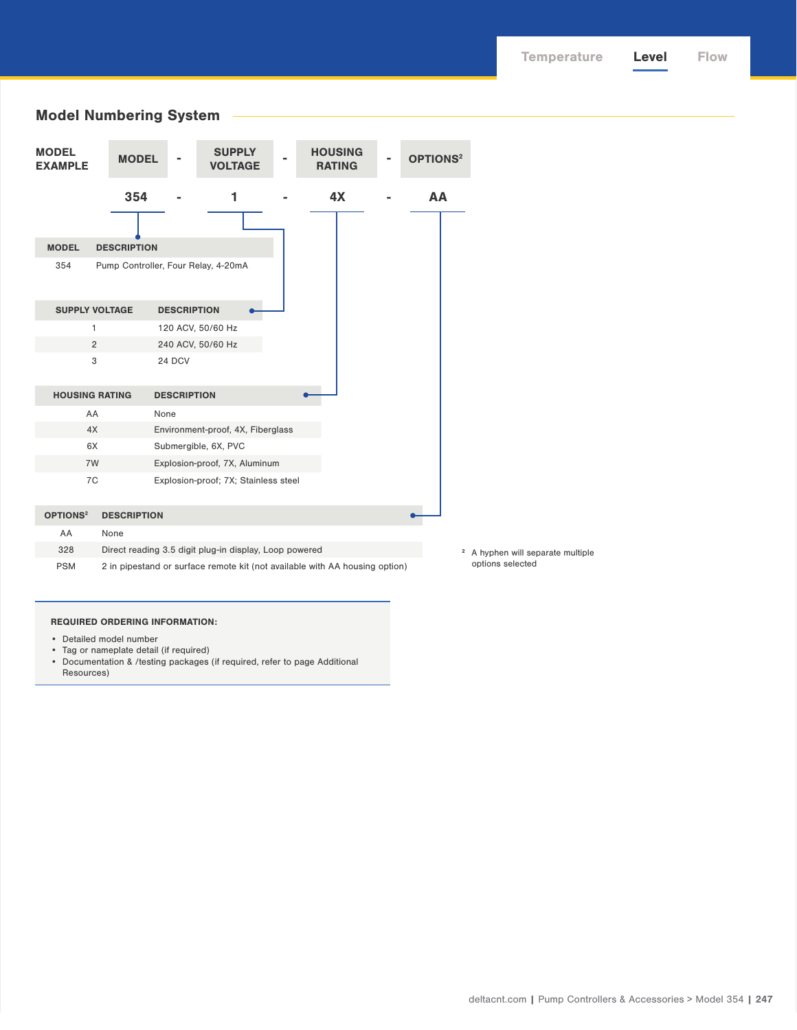## Model Numbering System

| MODEL EXAMPLE | MODEL | - | SUPPLY VOLTAGE | - | HOUSING RATING | - | OPTIONS[2] |
|---|---|---|---|---|---|---|---|
| | 354 | - | 1 | - | 4X | - | AA |

| MODEL | DESCRIPTION |
|---|---|
| 354 | Pump Controller, Four Relay, 4-20mA |

| SUPPLY VOLTAGE | DESCRIPTION |
|---|---|
| 1 | 120 ACV, 50/60 Hz |
| 2 | 240 ACV, 50/60 Hz |
| 3 | 24 DCV |

| HOUSING RATING | DESCRIPTION |
|---|---|
| AA | None |
| 4X | Environment-proof, 4X, Fiberglass |
| 6X | Submergible, 6X, PVC |
| 7W | Explosion-proof, 7X, Aluminum |
| 7C | Explosion-proof; 7X; Stainless steel |

| OPTIONS[2] | DESCRIPTION |
|---|---|
| AA | None |
| 328 | Direct reading 3.5 digit plug-in display, Loop powered |
| PSM | 2 in pipestand or surface remote kit (not available with AA housing option) |

[2] A hyphen will separate multiple options selected

**REQUIRED ORDERING INFORMATION:**

- Detailed model number
- Tag or nameplate detail (if required)
- Documentation & /testing packages (if required, refer to page Additional Resources)